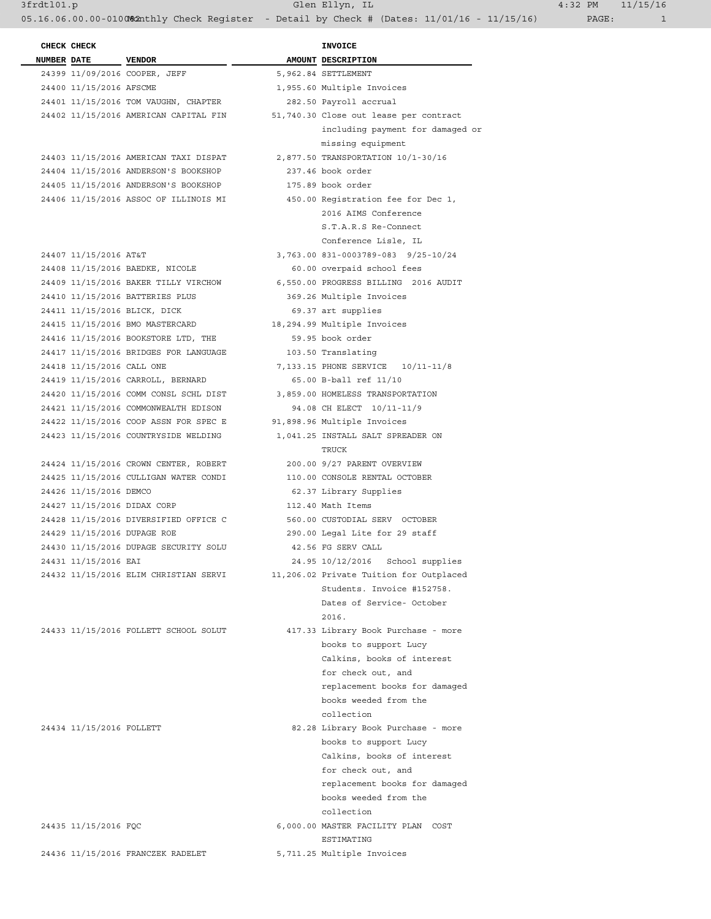| CHECK NUMBER | CHECK DATE | VENDOR | AMOUNT | INVOICE DESCRIPTION |
|---|---|---|---|---|
| 24399 | 11/09/2016 | COOPER, JEFF | 5,962.84 | SETTLEMENT |
| 24400 | 11/15/2016 | AFSCME | 1,955.60 | Multiple Invoices |
| 24401 | 11/15/2016 | TOM VAUGHN, CHAPTER | 282.50 | Payroll accrual |
| 24402 | 11/15/2016 | AMERICAN CAPITAL FIN | 51,740.30 | Close out lease per contract including payment for damaged or missing equipment |
| 24403 | 11/15/2016 | AMERICAN TAXI DISPAT | 2,877.50 | TRANSPORTATION 10/1-30/16 |
| 24404 | 11/15/2016 | ANDERSON'S BOOKSHOP | 237.46 | book order |
| 24405 | 11/15/2016 | ANDERSON'S BOOKSHOP | 175.89 | book order |
| 24406 | 11/15/2016 | ASSOC OF ILLINOIS MI | 450.00 | Registration fee for Dec 1, 2016 AIMS Conference S.T.A.R.S Re-Connect Conference Lisle, IL |
| 24407 | 11/15/2016 | AT&T | 3,763.00 | 831-0003789-083 9/25-10/24 |
| 24408 | 11/15/2016 | BAEDKE, NICOLE | 60.00 | overpaid school fees |
| 24409 | 11/15/2016 | BAKER TILLY VIRCHOW | 6,550.00 | PROGRESS BILLING 2016 AUDIT |
| 24410 | 11/15/2016 | BATTERIES PLUS | 369.26 | Multiple Invoices |
| 24411 | 11/15/2016 | BLICK, DICK | 69.37 | art supplies |
| 24415 | 11/15/2016 | BMO MASTERCARD | 18,294.99 | Multiple Invoices |
| 24416 | 11/15/2016 | BOOKSTORE LTD, THE | 59.95 | book order |
| 24417 | 11/15/2016 | BRIDGES FOR LANGUAGE | 103.50 | Translating |
| 24418 | 11/15/2016 | CALL ONE | 7,133.15 | PHONE SERVICE 10/11-11/8 |
| 24419 | 11/15/2016 | CARROLL, BERNARD | 65.00 | B-ball ref 11/10 |
| 24420 | 11/15/2016 | COMM CONSL SCHL DIST | 3,859.00 | HOMELESS TRANSPORTATION |
| 24421 | 11/15/2016 | COMMONWEALTH EDISON | 94.08 | CH ELECT 10/11-11/9 |
| 24422 | 11/15/2016 | COOP ASSN FOR SPEC E | 91,898.96 | Multiple Invoices |
| 24423 | 11/15/2016 | COUNTRYSIDE WELDING | 1,041.25 | INSTALL SALT SPREADER ON TRUCK |
| 24424 | 11/15/2016 | CROWN CENTER, ROBERT | 200.00 | 9/27 PARENT OVERVIEW |
| 24425 | 11/15/2016 | CULLIGAN WATER CONDI | 110.00 | CONSOLE RENTAL OCTOBER |
| 24426 | 11/15/2016 | DEMCO | 62.37 | Library Supplies |
| 24427 | 11/15/2016 | DIDAX CORP | 112.40 | Math Items |
| 24428 | 11/15/2016 | DIVERSIFIED OFFICE C | 560.00 | CUSTODIAL SERV OCTOBER |
| 24429 | 11/15/2016 | DUPAGE ROE | 290.00 | Legal Lite for 29 staff |
| 24430 | 11/15/2016 | DUPAGE SECURITY SOLU | 42.56 | FG SERV CALL |
| 24431 | 11/15/2016 | EAI | 24.95 | 10/12/2016 School supplies |
| 24432 | 11/15/2016 | ELIM CHRISTIAN SERVI | 11,206.02 | Private Tuition for Outplaced Students. Invoice #152758. Dates of Service- October 2016. |
| 24433 | 11/15/2016 | FOLLETT SCHOOL SOLUT | 417.33 | Library Book Purchase - more books to support Lucy Calkins, books of interest for check out, and replacement books for damaged books weeded from the collection |
| 24434 | 11/15/2016 | FOLLETT | 82.28 | Library Book Purchase - more books to support Lucy Calkins, books of interest for check out, and replacement books for damaged books weeded from the collection |
| 24435 | 11/15/2016 | FQC | 6,000.00 | MASTER FACILITY PLAN COST ESTIMATING |
| 24436 | 11/15/2016 | FRANCZEK RADELET | 5,711.25 | Multiple Invoices |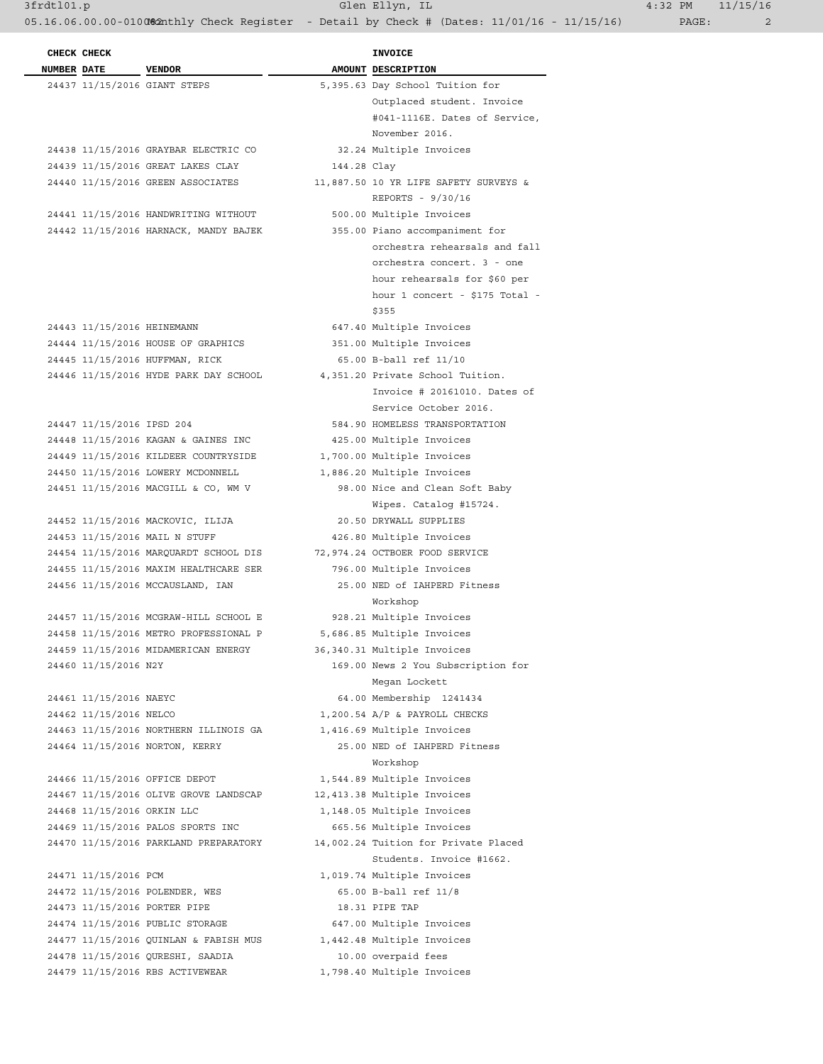| CHECK NUMBER | CHECK DATE | VENDOR | AMOUNT | INVOICE DESCRIPTION |
|---|---|---|---|---|
| 24437 | 11/15/2016 | GIANT STEPS | 5,395.63 | Day School Tuition for Outplaced student. Invoice #041-1116E. Dates of Service, November 2016. |
| 24438 | 11/15/2016 | GRAYBAR ELECTRIC CO | 32.24 | Multiple Invoices |
| 24439 | 11/15/2016 | GREAT LAKES CLAY | 144.28 | Clay |
| 24440 | 11/15/2016 | GREEN ASSOCIATES | 11,887.50 | 10 YR LIFE SAFETY SURVEYS & REPORTS - 9/30/16 |
| 24441 | 11/15/2016 | HANDWRITING WITHOUT | 500.00 | Multiple Invoices |
| 24442 | 11/15/2016 | HARNACK, MANDY BAJEK | 355.00 | Piano accompaniment for orchestra rehearsals and fall orchestra concert. 3 - one hour rehearsals for $60 per hour 1 concert - $175 Total - $355 |
| 24443 | 11/15/2016 | HEINEMANN | 647.40 | Multiple Invoices |
| 24444 | 11/15/2016 | HOUSE OF GRAPHICS | 351.00 | Multiple Invoices |
| 24445 | 11/15/2016 | HUFFMAN, RICK | 65.00 | B-ball ref 11/10 |
| 24446 | 11/15/2016 | HYDE PARK DAY SCHOOL | 4,351.20 | Private School Tuition. Invoice # 20161010. Dates of Service October 2016. |
| 24447 | 11/15/2016 | IPSD 204 | 584.90 | HOMELESS TRANSPORTATION |
| 24448 | 11/15/2016 | KAGAN & GAINES INC | 425.00 | Multiple Invoices |
| 24449 | 11/15/2016 | KILDEER COUNTRYSIDE | 1,700.00 | Multiple Invoices |
| 24450 | 11/15/2016 | LOWERY MCDONNELL | 1,886.20 | Multiple Invoices |
| 24451 | 11/15/2016 | MACGILL & CO, WM V | 98.00 | Nice and Clean Soft Baby Wipes. Catalog #15724. |
| 24452 | 11/15/2016 | MACKOVIC, ILIJA | 20.50 | DRYWALL SUPPLIES |
| 24453 | 11/15/2016 | MAIL N STUFF | 426.80 | Multiple Invoices |
| 24454 | 11/15/2016 | MARQUARDT SCHOOL DIS | 72,974.24 | OCTBOER FOOD SERVICE |
| 24455 | 11/15/2016 | MAXIM HEALTHCARE SER | 796.00 | Multiple Invoices |
| 24456 | 11/15/2016 | MCCAUSLAND, IAN | 25.00 | NED of IAHPERD Fitness Workshop |
| 24457 | 11/15/2016 | MCGRAW-HILL SCHOOL E | 928.21 | Multiple Invoices |
| 24458 | 11/15/2016 | METRO PROFESSIONAL P | 5,686.85 | Multiple Invoices |
| 24459 | 11/15/2016 | MIDAMERICAN ENERGY | 36,340.31 | Multiple Invoices |
| 24460 | 11/15/2016 | N2Y | 169.00 | News 2 You Subscription for Megan Lockett |
| 24461 | 11/15/2016 | NAEYC | 64.00 | Membership 1241434 |
| 24462 | 11/15/2016 | NELCO | 1,200.54 | A/P & PAYROLL CHECKS |
| 24463 | 11/15/2016 | NORTHERN ILLINOIS GA | 1,416.69 | Multiple Invoices |
| 24464 | 11/15/2016 | NORTON, KERRY | 25.00 | NED of IAHPERD Fitness Workshop |
| 24466 | 11/15/2016 | OFFICE DEPOT | 1,544.89 | Multiple Invoices |
| 24467 | 11/15/2016 | OLIVE GROVE LANDSCAP | 12,413.38 | Multiple Invoices |
| 24468 | 11/15/2016 | ORKIN LLC | 1,148.05 | Multiple Invoices |
| 24469 | 11/15/2016 | PALOS SPORTS INC | 665.56 | Multiple Invoices |
| 24470 | 11/15/2016 | PARKLAND PREPARATORY | 14,002.24 | Tuition for Private Placed Students. Invoice #1662. |
| 24471 | 11/15/2016 | PCM | 1,019.74 | Multiple Invoices |
| 24472 | 11/15/2016 | POLENDER, WES | 65.00 | B-ball ref 11/8 |
| 24473 | 11/15/2016 | PORTER PIPE | 18.31 | PIPE TAP |
| 24474 | 11/15/2016 | PUBLIC STORAGE | 647.00 | Multiple Invoices |
| 24477 | 11/15/2016 | QUINLAN & FABISH MUS | 1,442.48 | Multiple Invoices |
| 24478 | 11/15/2016 | QURESHI, SAADIA | 10.00 | overpaid fees |
| 24479 | 11/15/2016 | RBS ACTIVEWEAR | 1,798.40 | Multiple Invoices |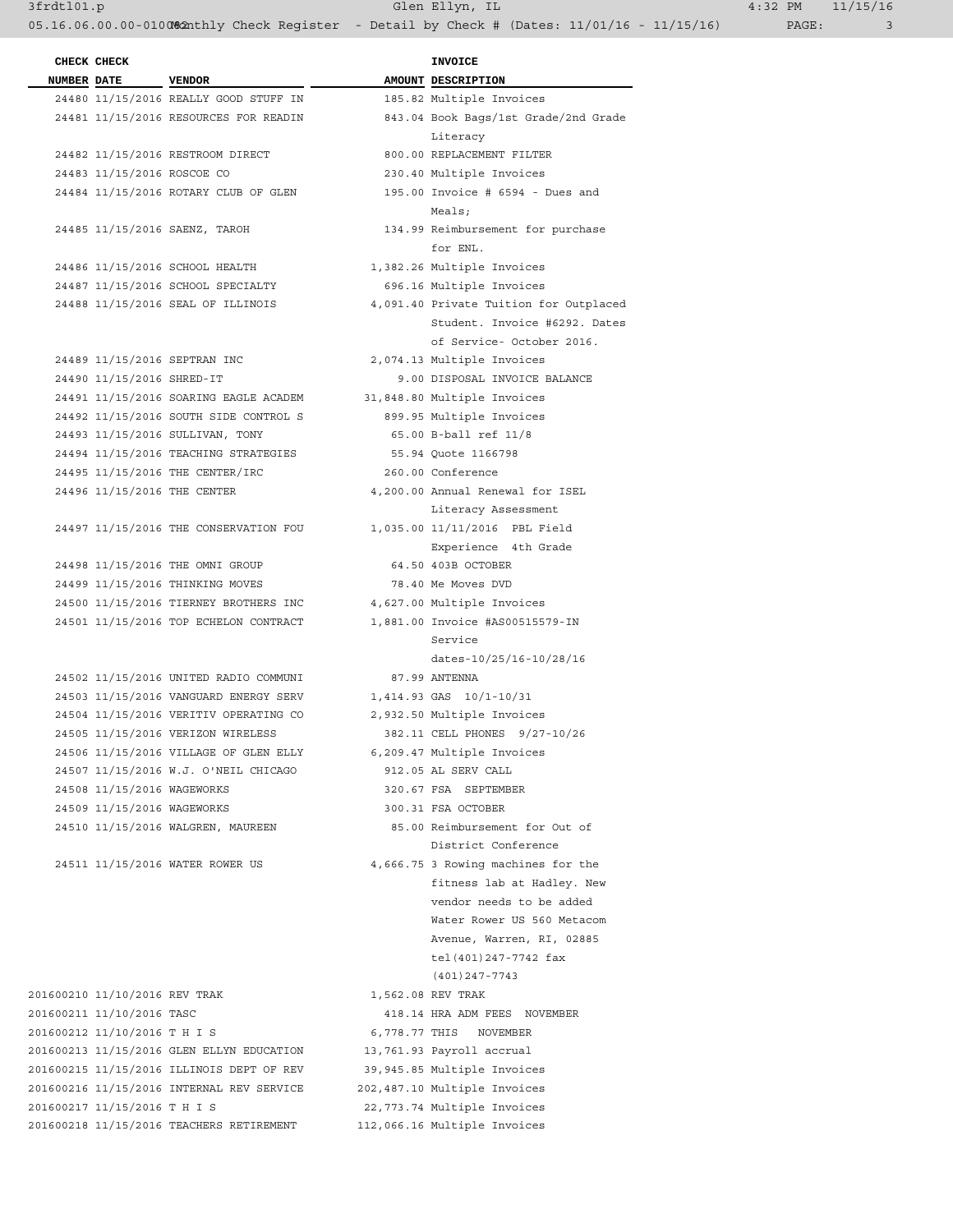| CHECK NUMBER | CHECK DATE | VENDOR | AMOUNT | INVOICE DESCRIPTION |
|---|---|---|---|---|
| 24480 | 11/15/2016 | REALLY GOOD STUFF IN | 185.82 | Multiple Invoices |
| 24481 | 11/15/2016 | RESOURCES FOR READIN | 843.04 | Book Bags/1st Grade/2nd Grade Literacy |
| 24482 | 11/15/2016 | RESTROOM DIRECT | 800.00 | REPLACEMENT FILTER |
| 24483 | 11/15/2016 | ROSCOE CO | 230.40 | Multiple Invoices |
| 24484 | 11/15/2016 | ROTARY CLUB OF GLEN | 195.00 | Invoice # 6594 - Dues and Meals; |
| 24485 | 11/15/2016 | SAENZ, TAROH | 134.99 | Reimbursement for purchase for ENL. |
| 24486 | 11/15/2016 | SCHOOL HEALTH | 1,382.26 | Multiple Invoices |
| 24487 | 11/15/2016 | SCHOOL SPECIALTY | 696.16 | Multiple Invoices |
| 24488 | 11/15/2016 | SEAL OF ILLINOIS | 4,091.40 | Private Tuition for Outplaced Student. Invoice #6292. Dates of Service- October 2016. |
| 24489 | 11/15/2016 | SEPTRAN INC | 2,074.13 | Multiple Invoices |
| 24490 | 11/15/2016 | SHRED-IT | 9.00 | DISPOSAL INVOICE BALANCE |
| 24491 | 11/15/2016 | SOARING EAGLE ACADEM | 31,848.80 | Multiple Invoices |
| 24492 | 11/15/2016 | SOUTH SIDE CONTROL S | 899.95 | Multiple Invoices |
| 24493 | 11/15/2016 | SULLIVAN, TONY | 65.00 | B-ball ref 11/8 |
| 24494 | 11/15/2016 | TEACHING STRATEGIES | 55.94 | Quote 1166798 |
| 24495 | 11/15/2016 | THE CENTER/IRC | 260.00 | Conference |
| 24496 | 11/15/2016 | THE CENTER | 4,200.00 | Annual Renewal for ISEL Literacy Assessment |
| 24497 | 11/15/2016 | THE CONSERVATION FOU | 1,035.00 | 11/11/2016 PBL Field Experience 4th Grade |
| 24498 | 11/15/2016 | THE OMNI GROUP | 64.50 | 403B OCTOBER |
| 24499 | 11/15/2016 | THINKING MOVES | 78.40 | Me Moves DVD |
| 24500 | 11/15/2016 | TIERNEY BROTHERS INC | 4,627.00 | Multiple Invoices |
| 24501 | 11/15/2016 | TOP ECHELON CONTRACT | 1,881.00 | Invoice #AS00515579-IN Service dates-10/25/16-10/28/16 |
| 24502 | 11/15/2016 | UNITED RADIO COMMUNI | 87.99 | ANTENNA |
| 24503 | 11/15/2016 | VANGUARD ENERGY SERV | 1,414.93 | GAS 10/1-10/31 |
| 24504 | 11/15/2016 | VERITIV OPERATING CO | 2,932.50 | Multiple Invoices |
| 24505 | 11/15/2016 | VERIZON WIRELESS | 382.11 | CELL PHONES 9/27-10/26 |
| 24506 | 11/15/2016 | VILLAGE OF GLEN ELLY | 6,209.47 | Multiple Invoices |
| 24507 | 11/15/2016 | W.J. O'NEIL CHICAGO | 912.05 | AL SERV CALL |
| 24508 | 11/15/2016 | WAGEWORKS | 320.67 | FSA SEPTEMBER |
| 24509 | 11/15/2016 | WAGEWORKS | 300.31 | FSA OCTOBER |
| 24510 | 11/15/2016 | WALGREN, MAUREEN | 85.00 | Reimbursement for Out of District Conference |
| 24511 | 11/15/2016 | WATER ROWER US | 4,666.75 | 3 Rowing machines for the fitness lab at Hadley. New vendor needs to be added Water Rower US 560 Metacom Avenue, Warren, RI, 02885 tel(401)247-7742 fax (401)247-7743 |
| 201600210 | 11/10/2016 | REV TRAK | 1,562.08 | REV TRAK |
| 201600211 | 11/10/2016 | TASC | 418.14 | HRA ADM FEES NOVEMBER |
| 201600212 | 11/10/2016 | T H I S | 6,778.77 | THIS NOVEMBER |
| 201600213 | 11/15/2016 | GLEN ELLYN EDUCATION | 13,761.93 | Payroll accrual |
| 201600215 | 11/15/2016 | ILLINOIS DEPT OF REV | 39,945.85 | Multiple Invoices |
| 201600216 | 11/15/2016 | INTERNAL REV SERVICE | 202,487.10 | Multiple Invoices |
| 201600217 | 11/15/2016 | T H I S | 22,773.74 | Multiple Invoices |
| 201600218 | 11/15/2016 | TEACHERS RETIREMENT | 112,066.16 | Multiple Invoices |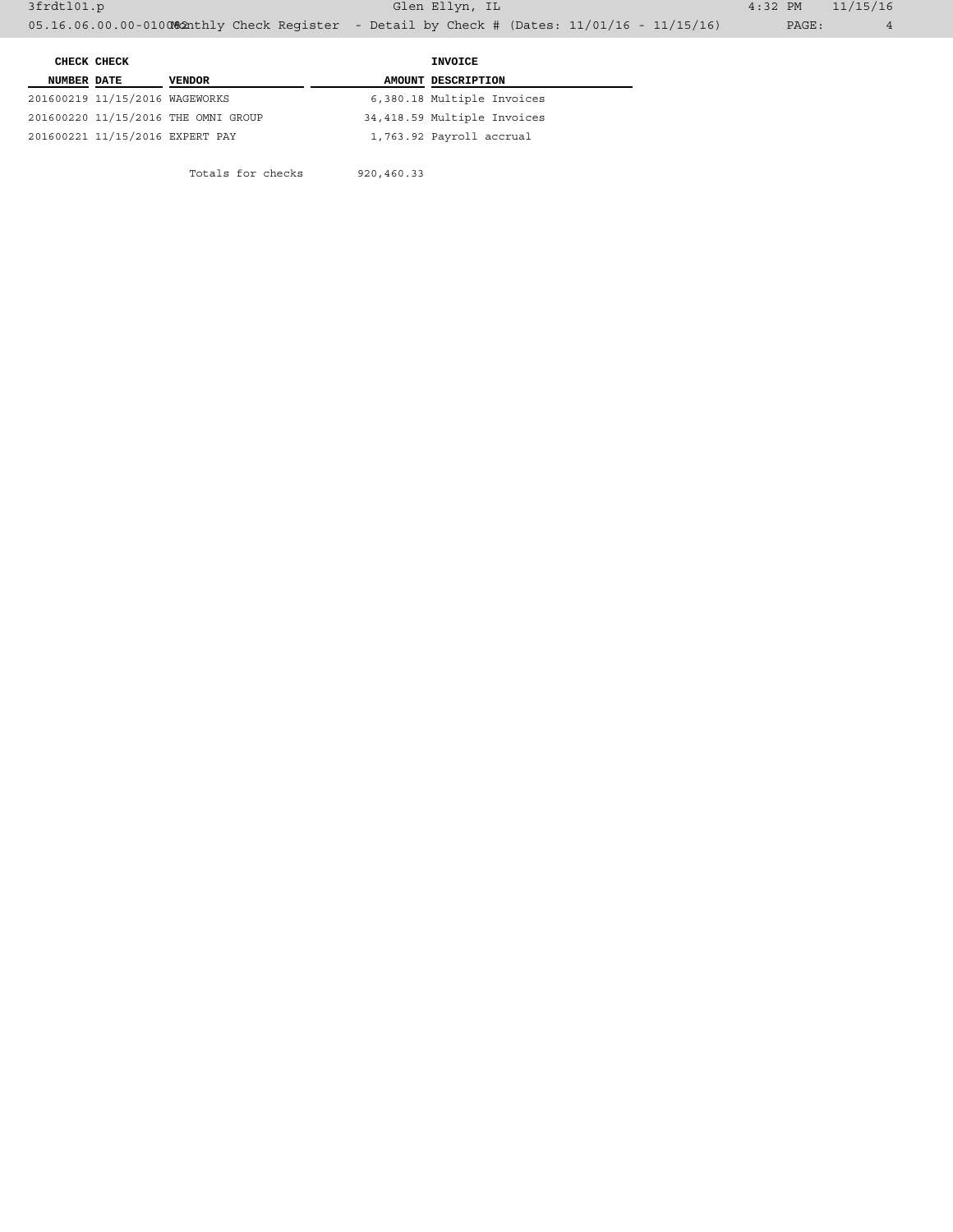| CHECK NUMBER | CHECK DATE | VENDOR | AMOUNT | INVOICE DESCRIPTION |
|---|---|---|---|---|
| 201600219 | 11/15/2016 | WAGEWORKS | 6,380.18 | Multiple Invoices |
| 201600220 | 11/15/2016 | THE OMNI GROUP | 34,418.59 | Multiple Invoices |
| 201600221 | 11/15/2016 | EXPERT PAY | 1,763.92 | Payroll accrual |
| | | Totals for checks | 920,460.33 | |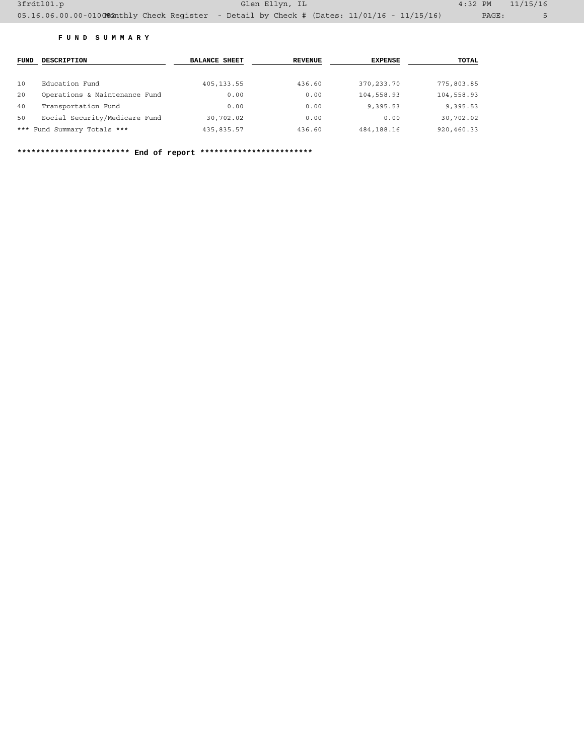**F U N D   S U M M A R Y**

| FUND | DESCRIPTION | BALANCE SHEET | REVENUE | EXPENSE | TOTAL |
|---|---|---|---|---|---|
| 10 | Education Fund | 405,133.55 | 436.60 | 370,233.70 | 775,803.85 |
| 20 | Operations & Maintenance Fund | 0.00 | 0.00 | 104,558.93 | 104,558.93 |
| 40 | Transportation Fund | 0.00 | 0.00 | 9,395.53 | 9,395.53 |
| 50 | Social Security/Medicare Fund | 30,702.02 | 0.00 | 0.00 | 30,702.02 |
| *** Fund Summary Totals *** | | 435,835.57 | 436.60 | 484,188.16 | 920,460.33 |

************************ **End of report** ************************